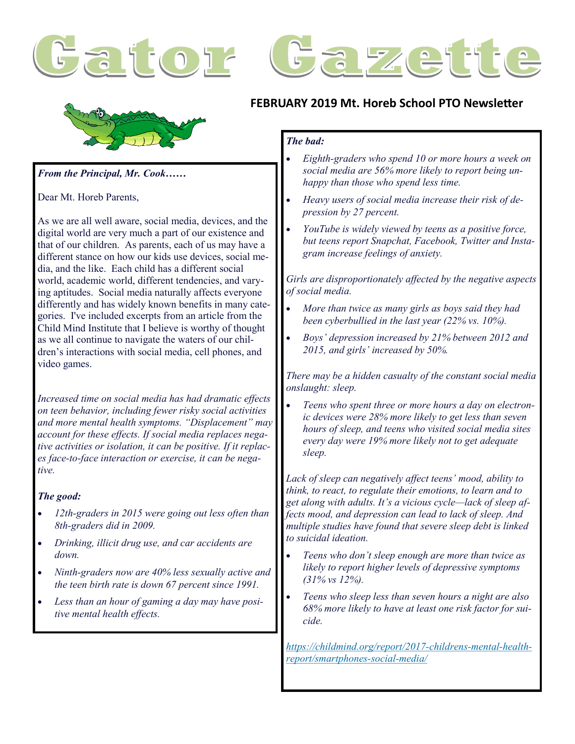# Gator Gazette

**FEBRUARY 2019 Mt. Horeb School PTO Newsletter**

***From the Principal, Mr. Cook……***

Dear Mt. Horeb Parents,

As we are all well aware, social media, devices, and the digital world are very much a part of our existence and that of our children. As parents, each of us may have a different stance on how our kids use devices, social media, and the like. Each child has a different social world, academic world, different tendencies, and varying aptitudes. Social media naturally affects everyone differently and has widely known benefits in many categories. I've included excerpts from an article from the Child Mind Institute that I believe is worthy of thought as we all continue to navigate the waters of our children's interactions with social media, cell phones, and video games.

*Increased time on social media has had dramatic effects on teen behavior, including fewer risky social activities and more mental health symptoms. "Displacement" may account for these effects. If social media replaces negative activities or isolation, it can be positive. If it replaces face-to-face interaction or exercise, it can be negative.*

***The good:***

- *12th-graders in 2015 were going out less often than 8th-graders did in 2009.*
- *Drinking, illicit drug use, and car accidents are down.*
- *Ninth-graders now are 40% less sexually active and the teen birth rate is down 67 percent since 1991.*
- *Less than an hour of gaming a day may have positive mental health effects.*

***The bad:***

- *Eighth-graders who spend 10 or more hours a week on social media are 56% more likely to report being unhappy than those who spend less time.*
- *Heavy users of social media increase their risk of depression by 27 percent.*
- *YouTube is widely viewed by teens as a positive force, but teens report Snapchat, Facebook, Twitter and Instagram increase feelings of anxiety.*

*Girls are disproportionately affected by the negative aspects of social media.*

- *More than twice as many girls as boys said they had been cyberbullied in the last year (22% vs. 10%).*
- *Boys' depression increased by 21% between 2012 and 2015, and girls' increased by 50%.*

*There may be a hidden casualty of the constant social media onslaught: sleep.*

- *Teens who spent three or more hours a day on electronic devices were 28% more likely to get less than seven hours of sleep, and teens who visited social media sites every day were 19% more likely not to get adequate sleep.*

*Lack of sleep can negatively affect teens' mood, ability to think, to react, to regulate their emotions, to learn and to get along with adults. It's a vicious cycle—lack of sleep affects mood, and depression can lead to lack of sleep. And multiple studies have found that severe sleep debt is linked to suicidal ideation.*

- *Teens who don't sleep enough are more than twice as likely to report higher levels of depressive symptoms (31% vs 12%).*
- *Teens who sleep less than seven hours a night are also 68% more likely to have at least one risk factor for suicide.*

*https://childmind.org/report/2017-childrens-mental-health-report/smartphones-social-media/*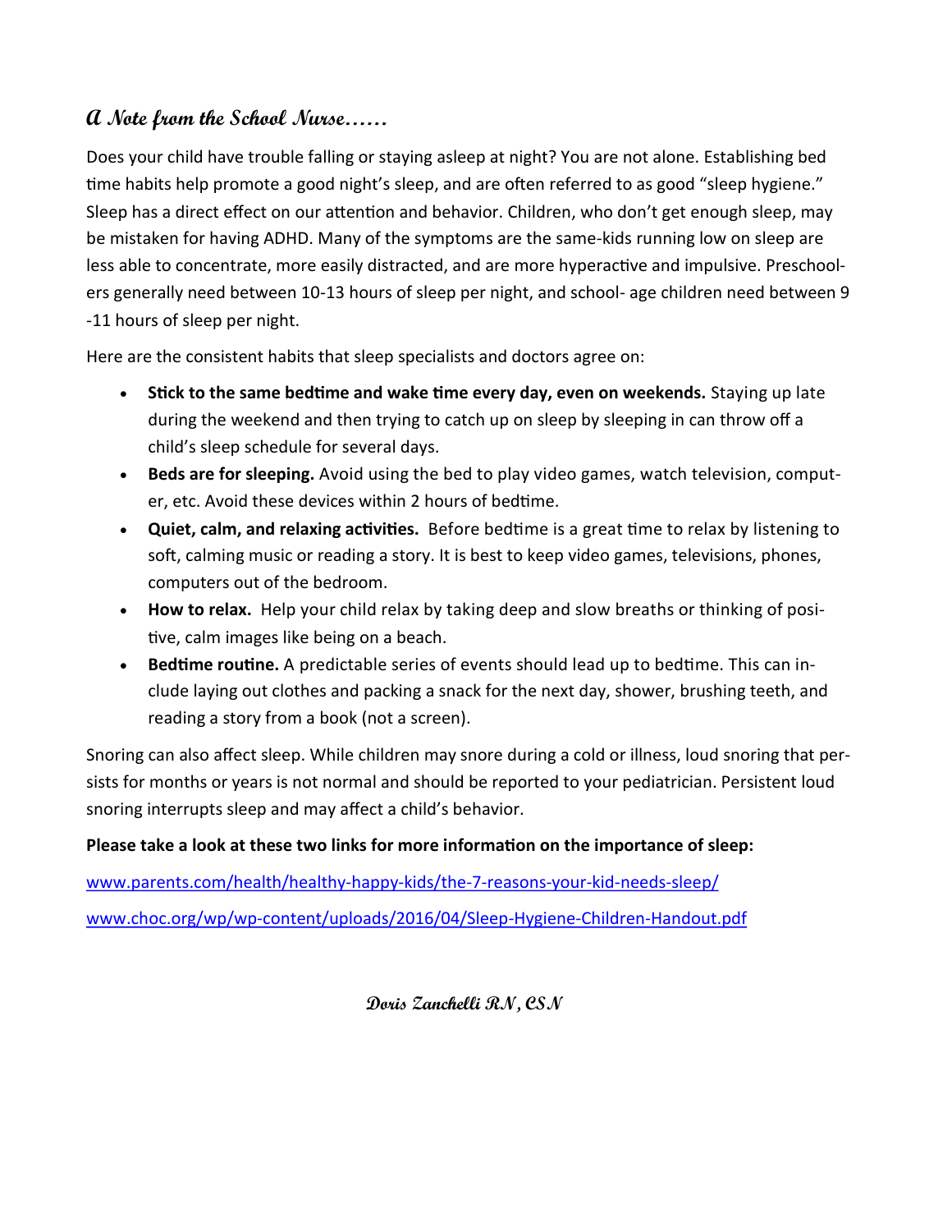## A Note from the School Nurse……

Does your child have trouble falling or staying asleep at night? You are not alone. Establishing bed time habits help promote a good night's sleep, and are often referred to as good "sleep hygiene." Sleep has a direct effect on our attention and behavior. Children, who don't get enough sleep, may be mistaken for having ADHD. Many of the symptoms are the same-kids running low on sleep are less able to concentrate, more easily distracted, and are more hyperactive and impulsive. Preschoolers generally need between 10-13 hours of sleep per night, and school- age children need between 9 -11 hours of sleep per night.

Here are the consistent habits that sleep specialists and doctors agree on:

- **Stick to the same bedtime and wake time every day, even on weekends.** Staying up late during the weekend and then trying to catch up on sleep by sleeping in can throw off a child's sleep schedule for several days.
- **Beds are for sleeping.** Avoid using the bed to play video games, watch television, computer, etc. Avoid these devices within 2 hours of bedtime.
- **Quiet, calm, and relaxing activities.** Before bedtime is a great time to relax by listening to soft, calming music or reading a story. It is best to keep video games, televisions, phones, computers out of the bedroom.
- **How to relax.** Help your child relax by taking deep and slow breaths or thinking of positive, calm images like being on a beach.
- **Bedtime routine.** A predictable series of events should lead up to bedtime. This can include laying out clothes and packing a snack for the next day, shower, brushing teeth, and reading a story from a book (not a screen).

Snoring can also affect sleep. While children may snore during a cold or illness, loud snoring that persists for months or years is not normal and should be reported to your pediatrician. Persistent loud snoring interrupts sleep and may affect a child's behavior.

**Please take a look at these two links for more information on the importance of sleep:**

www.parents.com/health/healthy-happy-kids/the-7-reasons-your-kid-needs-sleep/

www.choc.org/wp/wp-content/uploads/2016/04/Sleep-Hygiene-Children-Handout.pdf

**Doris Zanchelli RN, CSN**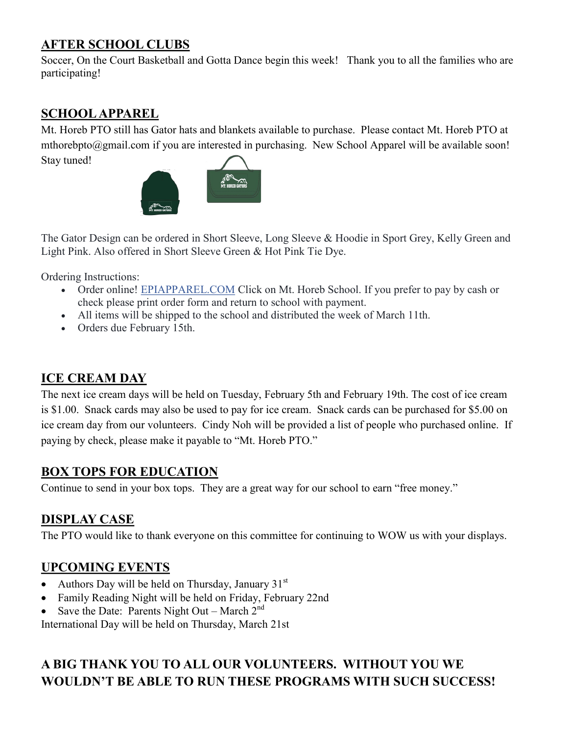## AFTER SCHOOL CLUBS

Soccer, On the Court Basketball and Gotta Dance begin this week! Thank you to all the families who are participating!

## SCHOOL APPAREL

Mt. Horeb PTO still has Gator hats and blankets available to purchase. Please contact Mt. Horeb PTO at mthorebpto@gmail.com if you are interested in purchasing. New School Apparel will be available soon! Stay tuned!

The Gator Design can be ordered in Short Sleeve, Long Sleeve & Hoodie in Sport Grey, Kelly Green and Light Pink. Also offered in Short Sleeve Green & Hot Pink Tie Dye.

Ordering Instructions:

- Order online! EPIAPPAREL.COM Click on Mt. Horeb School. If you prefer to pay by cash or check please print order form and return to school with payment.
- All items will be shipped to the school and distributed the week of March 11th.
- Orders due February 15th.

## ICE CREAM DAY

The next ice cream days will be held on Tuesday, February 5th and February 19th. The cost of ice cream is $1.00. Snack cards may also be used to pay for ice cream. Snack cards can be purchased for $5.00 on ice cream day from our volunteers. Cindy Noh will be provided a list of people who purchased online. If paying by check, please make it payable to "Mt. Horeb PTO."

## BOX TOPS FOR EDUCATION

Continue to send in your box tops. They are a great way for our school to earn "free money."

## DISPLAY CASE

The PTO would like to thank everyone on this committee for continuing to WOW us with your displays.

## UPCOMING EVENTS

- Authors Day will be held on Thursday, January 31st
- Family Reading Night will be held on Friday, February 22nd
- Save the Date: Parents Night Out – March 2nd

International Day will be held on Thursday, March 21st

## A BIG THANK YOU TO ALL OUR VOLUNTEERS. WITHOUT YOU WE WOULDN'T BE ABLE TO RUN THESE PROGRAMS WITH SUCH SUCCESS!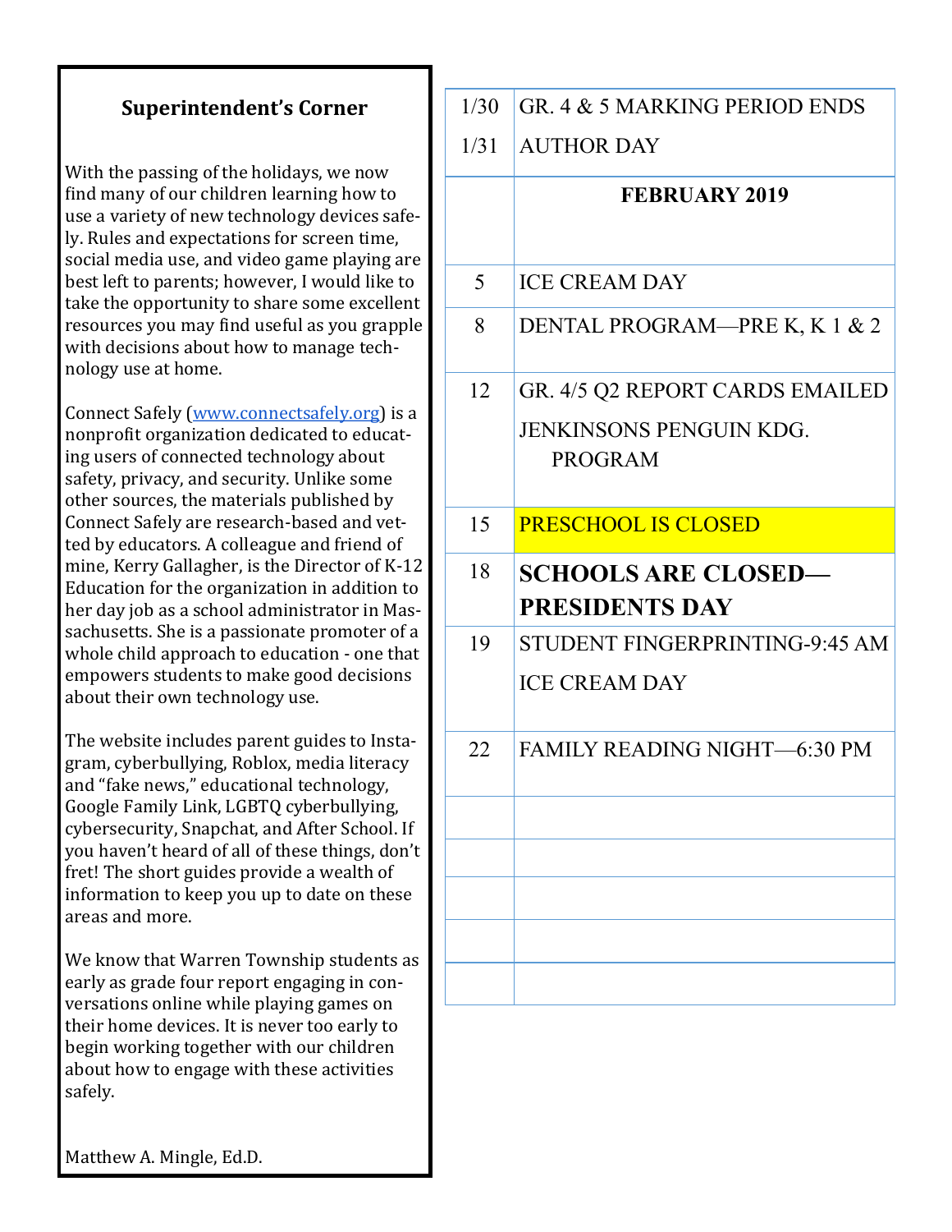## Superintendent's Corner

With the passing of the holidays, we now find many of our children learning how to use a variety of new technology devices safely. Rules and expectations for screen time, social media use, and video game playing are best left to parents; however, I would like to take the opportunity to share some excellent resources you may find useful as you grapple with decisions about how to manage technology use at home.

Connect Safely ([www.connectsafely.org](http://www.connectsafely.org)) is a nonprofit organization dedicated to educating users of connected technology about safety, privacy, and security. Unlike some other sources, the materials published by Connect Safely are research-based and vetted by educators. A colleague and friend of mine, Kerry Gallagher, is the Director of K-12 Education for the organization in addition to her day job as a school administrator in Massachusetts. She is a passionate promoter of a whole child approach to education - one that empowers students to make good decisions about their own technology use.

The website includes parent guides to Instagram, cyberbullying, Roblox, media literacy and "fake news," educational technology, Google Family Link, LGBTQ cyberbullying, cybersecurity, Snapchat, and After School. If you haven't heard of all of these things, don't fret! The short guides provide a wealth of information to keep you up to date on these areas and more.

We know that Warren Township students as early as grade four report engaging in conversations online while playing games on their home devices. It is never too early to begin working together with our children about how to engage with these activities safely.

Matthew A. Mingle, Ed.D.

| | |
|---|---|
| 1/30<br>1/31 | GR. 4 & 5 MARKING PERIOD ENDS<br>AUTHOR DAY |
| | **FEBRUARY 2019** |
| 5 | ICE CREAM DAY |
| 8 | DENTAL PROGRAM—PRE K, K 1 & 2 |
| 12 | GR. 4/5 Q2 REPORT CARDS EMAILED<br>JENKINSONS PENGUIN KDG. PROGRAM |
| 15 | PRESCHOOL IS CLOSED |
| 18 | **SCHOOLS ARE CLOSED—PRESIDENTS DAY** |
| 19 | STUDENT FINGERPRINTING-9:45 AM<br>ICE CREAM DAY |
| 22 | FAMILY READING NIGHT—6:30 PM |
| | |
| | |
| | |
| | |
| | |